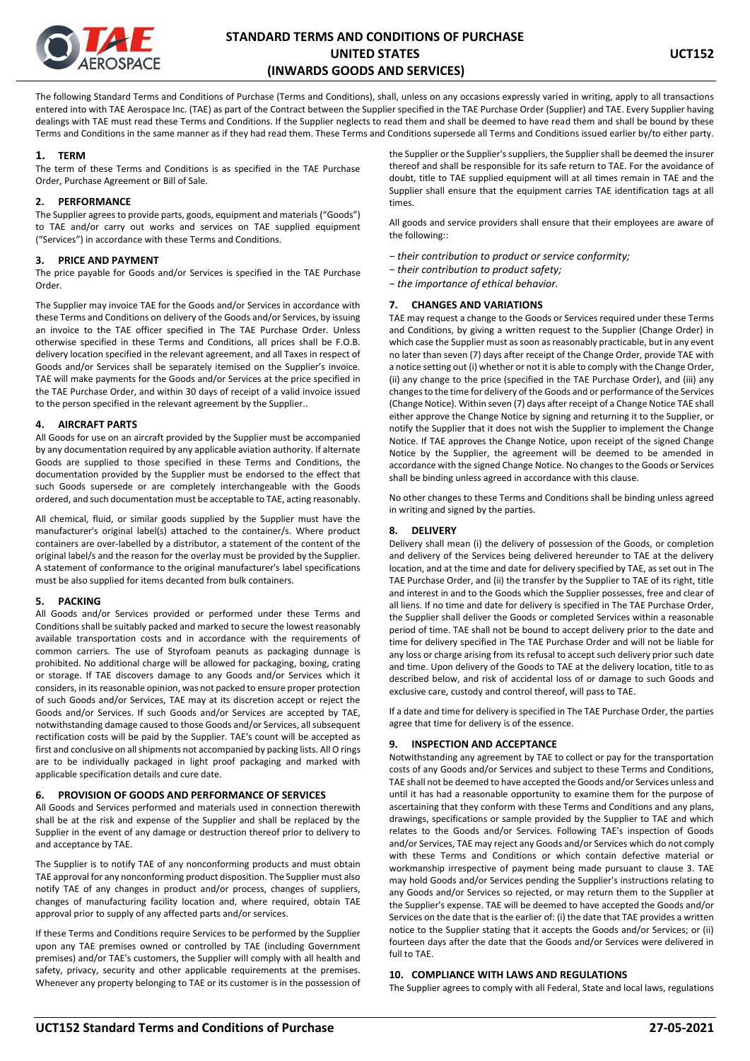# STANDARD TERMS AND CONDITIONS OF PURCHASE UNITED STATES (INWARDS GOODS AND SERVICES)

The following Standard Terms and Conditions of Purchase (Terms and Conditions), shall, unless on any occasions expressly varied in writing, apply to all transactions entered into with TAE Aerospace Inc. (TAE) as part of the Contract between the Supplier specified in the TAE Purchase Order (Supplier) and TAE. Every Supplier having dealings with TAE must read these Terms and Conditions. If the Supplier neglects to read them and shall be deemed to have read them and shall be bound by these Terms and Conditions in the same manner as if they had read them. These Terms and Conditions supersede all Terms and Conditions issued earlier by/to either party.

## 1. TERM

The term of these Terms and Conditions is as specified in the TAE Purchase Order, Purchase Agreement or Bill of Sale.

## 2. PERFORMANCE

The Supplier agrees to provide parts, goods, equipment and materials ("Goods") to TAE and/or carry out works and services on TAE supplied equipment ("Services") in accordance with these Terms and Conditions.

## 3. PRICE AND PAYMENT

The price payable for Goods and/or Services is specified in the TAE Purchase Order.

The Supplier may invoice TAE for the Goods and/or Services in accordance with these Terms and Conditions on delivery of the Goods and/or Services, by issuing an invoice to the TAE officer specified in The TAE Purchase Order. Unless otherwise specified in these Terms and Conditions, all prices shall be F.O.B. delivery location specified in the relevant agreement, and all Taxes in respect of Goods and/or Services shall be separately itemised on the Supplier's invoice. TAE will make payments for the Goods and/or Services at the price specified in the TAE Purchase Order, and within 30 days of receipt of a valid invoice issued to the person specified in the relevant agreement by the Supplier..

## 4. AIRCRAFT PARTS

All Goods for use on an aircraft provided by the Supplier must be accompanied by any documentation required by any applicable aviation authority. If alternate Goods are supplied to those specified in these Terms and Conditions, the documentation provided by the Supplier must be endorsed to the effect that such Goods supersede or are completely interchangeable with the Goods ordered, and such documentation must be acceptable to TAE, acting reasonably.

All chemical, fluid, or similar goods supplied by the Supplier must have the manufacturer's original label(s) attached to the container/s. Where product containers are over-labelled by a distributor, a statement of the content of the original label/s and the reason for the overlay must be provided by the Supplier. A statement of conformance to the original manufacturer's label specifications must be also supplied for items decanted from bulk containers.

## 5. PACKING

All Goods and/or Services provided or performed under these Terms and Conditions shall be suitably packed and marked to secure the lowest reasonably available transportation costs and in accordance with the requirements of common carriers. The use of Styrofoam peanuts as packaging dunnage is prohibited. No additional charge will be allowed for packaging, boxing, crating or storage. If TAE discovers damage to any Goods and/or Services which it considers, in its reasonable opinion, was not packed to ensure proper protection of such Goods and/or Services, TAE may at its discretion accept or reject the Goods and/or Services. If such Goods and/or Services are accepted by TAE, notwithstanding damage caused to those Goods and/or Services, all subsequent rectification costs will be paid by the Supplier. TAE's count will be accepted as first and conclusive on all shipments not accompanied by packing lists. All O rings are to be individually packaged in light proof packaging and marked with applicable specification details and cure date.

## 6. PROVISION OF GOODS AND PERFORMANCE OF SERVICES

All Goods and Services performed and materials used in connection therewith shall be at the risk and expense of the Supplier and shall be replaced by the Supplier in the event of any damage or destruction thereof prior to delivery to and acceptance by TAE.

The Supplier is to notify TAE of any nonconforming products and must obtain TAE approval for any nonconforming product disposition. The Supplier must also notify TAE of any changes in product and/or process, changes of suppliers, changes of manufacturing facility location and, where required, obtain TAE approval prior to supply of any affected parts and/or services.

If these Terms and Conditions require Services to be performed by the Supplier upon any TAE premises owned or controlled by TAE (including Government premises) and/or TAE's customers, the Supplier will comply with all health and safety, privacy, security and other applicable requirements at the premises. Whenever any property belonging to TAE or its customer is in the possession of the Supplier or the Supplier's suppliers, the Supplier shall be deemed the insurer thereof and shall be responsible for its safe return to TAE. For the avoidance of doubt, title to TAE supplied equipment will at all times remain in TAE and the Supplier shall ensure that the equipment carries TAE identification tags at all times.

All goods and service providers shall ensure that their employees are aware of the following::

- *their contribution to product or service conformity;*
- *their contribution to product safety;*
- *the importance of ethical behavior.*

## 7. CHANGES AND VARIATIONS

TAE may request a change to the Goods or Services required under these Terms and Conditions, by giving a written request to the Supplier (Change Order) in which case the Supplier must as soon as reasonably practicable, but in any event no later than seven (7) days after receipt of the Change Order, provide TAE with a notice setting out (i) whether or not it is able to comply with the Change Order, (ii) any change to the price (specified in the TAE Purchase Order), and (iii) any changes to the time for delivery of the Goods and or performance of the Services (Change Notice). Within seven (7) days after receipt of a Change Notice TAE shall either approve the Change Notice by signing and returning it to the Supplier, or notify the Supplier that it does not wish the Supplier to implement the Change Notice. If TAE approves the Change Notice, upon receipt of the signed Change Notice by the Supplier, the agreement will be deemed to be amended in accordance with the signed Change Notice. No changes to the Goods or Services shall be binding unless agreed in accordance with this clause.

No other changes to these Terms and Conditions shall be binding unless agreed in writing and signed by the parties.

## 8. DELIVERY

Delivery shall mean (i) the delivery of possession of the Goods, or completion and delivery of the Services being delivered hereunder to TAE at the delivery location, and at the time and date for delivery specified by TAE, as set out in The TAE Purchase Order, and (ii) the transfer by the Supplier to TAE of its right, title and interest in and to the Goods which the Supplier possesses, free and clear of all liens. If no time and date for delivery is specified in The TAE Purchase Order, the Supplier shall deliver the Goods or completed Services within a reasonable period of time. TAE shall not be bound to accept delivery prior to the date and time for delivery specified in The TAE Purchase Order and will not be liable for any loss or charge arising from its refusal to accept such delivery prior such date and time. Upon delivery of the Goods to TAE at the delivery location, title to as described below, and risk of accidental loss of or damage to such Goods and exclusive care, custody and control thereof, will pass to TAE.

If a date and time for delivery is specified in The TAE Purchase Order, the parties agree that time for delivery is of the essence.

## 9. INSPECTION AND ACCEPTANCE

Notwithstanding any agreement by TAE to collect or pay for the transportation costs of any Goods and/or Services and subject to these Terms and Conditions, TAE shall not be deemed to have accepted the Goods and/or Services unless and until it has had a reasonable opportunity to examine them for the purpose of ascertaining that they conform with these Terms and Conditions and any plans, drawings, specifications or sample provided by the Supplier to TAE and which relates to the Goods and/or Services. Following TAE's inspection of Goods and/or Services, TAE may reject any Goods and/or Services which do not comply with these Terms and Conditions or which contain defective material or workmanship irrespective of payment being made pursuant to clause 3. TAE may hold Goods and/or Services pending the Supplier's instructions relating to any Goods and/or Services so rejected, or may return them to the Supplier at the Supplier's expense. TAE will be deemed to have accepted the Goods and/or Services on the date that is the earlier of: (i) the date that TAE provides a written notice to the Supplier stating that it accepts the Goods and/or Services; or (ii) fourteen days after the date that the Goods and/or Services were delivered in full to TAE.

## 10. COMPLIANCE WITH LAWS AND REGULATIONS

The Supplier agrees to comply with all Federal, State and local laws, regulations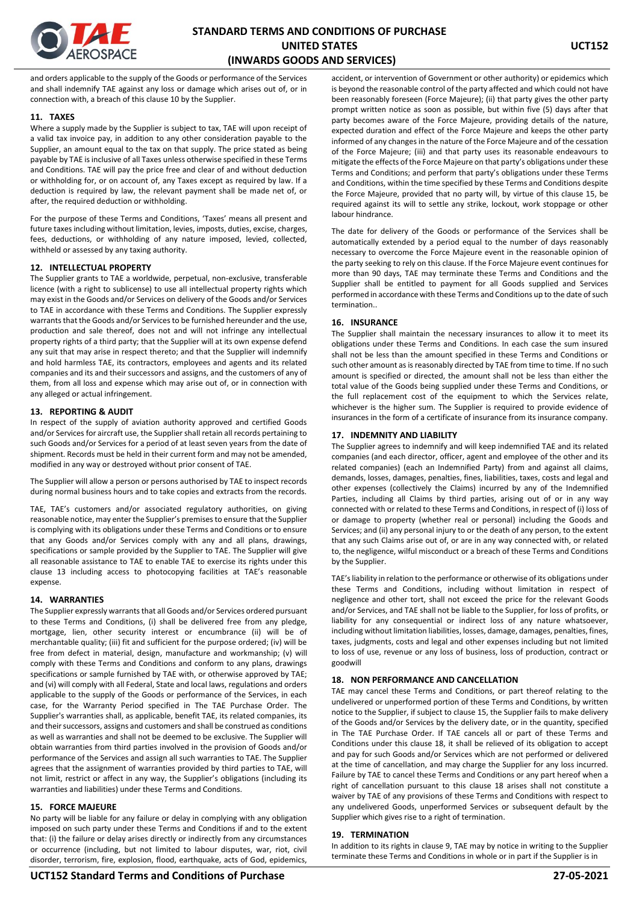and orders applicable to the supply of the Goods or performance of the Services and shall indemnify TAE against any loss or damage which arises out of, or in connection with, a breach of this clause 10 by the Supplier.

### 11. TAXES

Where a supply made by the Supplier is subject to tax, TAE will upon receipt of a valid tax invoice pay, in addition to any other consideration payable to the Supplier, an amount equal to the tax on that supply. The price stated as being payable by TAE is inclusive of all Taxes unless otherwise specified in these Terms and Conditions. TAE will pay the price free and clear of and without deduction or withholding for, or on account of, any Taxes except as required by law. If a deduction is required by law, the relevant payment shall be made net of, or after, the required deduction or withholding.

For the purpose of these Terms and Conditions, 'Taxes' means all present and future taxes including without limitation, levies, imposts, duties, excise, charges, fees, deductions, or withholding of any nature imposed, levied, collected, withheld or assessed by any taxing authority.

### 12. INTELLECTUAL PROPERTY

The Supplier grants to TAE a worldwide, perpetual, non-exclusive, transferable licence (with a right to sublicense) to use all intellectual property rights which may exist in the Goods and/or Services on delivery of the Goods and/or Services to TAE in accordance with these Terms and Conditions. The Supplier expressly warrants that the Goods and/or Services to be furnished hereunder and the use, production and sale thereof, does not and will not infringe any intellectual property rights of a third party; that the Supplier will at its own expense defend any suit that may arise in respect thereto; and that the Supplier will indemnify and hold harmless TAE, its contractors, employees and agents and its related companies and its and their successors and assigns, and the customers of any of them, from all loss and expense which may arise out of, or in connection with any alleged or actual infringement.

### 13. REPORTING & AUDIT

In respect of the supply of aviation authority approved and certified Goods and/or Services for aircraft use, the Supplier shall retain all records pertaining to such Goods and/or Services for a period of at least seven years from the date of shipment. Records must be held in their current form and may not be amended, modified in any way or destroyed without prior consent of TAE.

The Supplier will allow a person or persons authorised by TAE to inspect records during normal business hours and to take copies and extracts from the records.

TAE, TAE's customers and/or associated regulatory authorities, on giving reasonable notice, may enter the Supplier's premises to ensure that the Supplier is complying with its obligations under these Terms and Conditions or to ensure that any Goods and/or Services comply with any and all plans, drawings, specifications or sample provided by the Supplier to TAE. The Supplier will give all reasonable assistance to TAE to enable TAE to exercise its rights under this clause 13 including access to photocopying facilities at TAE's reasonable expense.

### 14. WARRANTIES

The Supplier expressly warrants that all Goods and/or Services ordered pursuant to these Terms and Conditions, (i) shall be delivered free from any pledge, mortgage, lien, other security interest or encumbrance (ii) will be of merchantable quality; (iii) fit and sufficient for the purpose ordered; (iv) will be free from defect in material, design, manufacture and workmanship; (v) will comply with these Terms and Conditions and conform to any plans, drawings specifications or sample furnished by TAE with, or otherwise approved by TAE; and (vi) will comply with all Federal, State and local laws, regulations and orders applicable to the supply of the Goods or performance of the Services, in each case, for the Warranty Period specified in The TAE Purchase Order. The Supplier's warranties shall, as applicable, benefit TAE, its related companies, its and their successors, assigns and customers and shall be construed as conditions as well as warranties and shall not be deemed to be exclusive. The Supplier will obtain warranties from third parties involved in the provision of Goods and/or performance of the Services and assign all such warranties to TAE. The Supplier agrees that the assignment of warranties provided by third parties to TAE, will not limit, restrict or affect in any way, the Supplier's obligations (including its warranties and liabilities) under these Terms and Conditions.

### 15. FORCE MAJEURE

No party will be liable for any failure or delay in complying with any obligation imposed on such party under these Terms and Conditions if and to the extent that: (i) the failure or delay arises directly or indirectly from any circumstances or occurrence (including, but not limited to labour disputes, war, riot, civil disorder, terrorism, fire, explosion, flood, earthquake, acts of God, epidemics, accident, or intervention of Government or other authority) or epidemics which is beyond the reasonable control of the party affected and which could not have been reasonably foreseen (Force Majeure); (ii) that party gives the other party prompt written notice as soon as possible, but within five (5) days after that party becomes aware of the Force Majeure, providing details of the nature, expected duration and effect of the Force Majeure and keeps the other party informed of any changes in the nature of the Force Majeure and of the cessation of the Force Majeure; (iii) and that party uses its reasonable endeavours to mitigate the effects of the Force Majeure on that party's obligations under these Terms and Conditions; and perform that party's obligations under these Terms and Conditions, within the time specified by these Terms and Conditions despite the Force Majeure, provided that no party will, by virtue of this clause 15, be required against its will to settle any strike, lockout, work stoppage or other labour hindrance.

The date for delivery of the Goods or performance of the Services shall be automatically extended by a period equal to the number of days reasonably necessary to overcome the Force Majeure event in the reasonable opinion of the party seeking to rely on this clause. If the Force Majeure event continues for more than 90 days, TAE may terminate these Terms and Conditions and the Supplier shall be entitled to payment for all Goods supplied and Services performed in accordance with these Terms and Conditions up to the date of such termination..

### 16. INSURANCE

The Supplier shall maintain the necessary insurances to allow it to meet its obligations under these Terms and Conditions. In each case the sum insured shall not be less than the amount specified in these Terms and Conditions or such other amount as is reasonably directed by TAE from time to time. If no such amount is specified or directed, the amount shall not be less than either the total value of the Goods being supplied under these Terms and Conditions, or the full replacement cost of the equipment to which the Services relate, whichever is the higher sum. The Supplier is required to provide evidence of insurances in the form of a certificate of insurance from its insurance company.

### 17. INDEMNITY AND LIABILITY

The Supplier agrees to indemnify and will keep indemnified TAE and its related companies (and each director, officer, agent and employee of the other and its related companies) (each an Indemnified Party) from and against all claims, demands, losses, damages, penalties, fines, liabilities, taxes, costs and legal and other expenses (collectively the Claims) incurred by any of the Indemnified Parties, including all Claims by third parties, arising out of or in any way connected with or related to these Terms and Conditions, in respect of (i) loss of or damage to property (whether real or personal) including the Goods and Services; and (ii) any personal injury to or the death of any person, to the extent that any such Claims arise out of, or are in any way connected with, or related to, the negligence, wilful misconduct or a breach of these Terms and Conditions by the Supplier.

TAE's liability in relation to the performance or otherwise of its obligations under these Terms and Conditions, including without limitation in respect of negligence and other tort, shall not exceed the price for the relevant Goods and/or Services, and TAE shall not be liable to the Supplier, for loss of profits, or liability for any consequential or indirect loss of any nature whatsoever, including without limitation liabilities, losses, damage, damages, penalties, fines, taxes, judgments, costs and legal and other expenses including but not limited to loss of use, revenue or any loss of business, loss of production, contract or goodwill

### 18. NON PERFORMANCE AND CANCELLATION

TAE may cancel these Terms and Conditions, or part thereof relating to the undelivered or unperformed portion of these Terms and Conditions, by written notice to the Supplier, if subject to clause 15, the Supplier fails to make delivery of the Goods and/or Services by the delivery date, or in the quantity, specified in The TAE Purchase Order. If TAE cancels all or part of these Terms and Conditions under this clause 18, it shall be relieved of its obligation to accept and pay for such Goods and/or Services which are not performed or delivered at the time of cancellation, and may charge the Supplier for any loss incurred. Failure by TAE to cancel these Terms and Conditions or any part hereof when a right of cancellation pursuant to this clause 18 arises shall not constitute a waiver by TAE of any provisions of these Terms and Conditions with respect to any undelivered Goods, unperformed Services or subsequent default by the Supplier which gives rise to a right of termination.

### 19. TERMINATION

In addition to its rights in clause 9, TAE may by notice in writing to the Supplier terminate these Terms and Conditions in whole or in part if the Supplier is in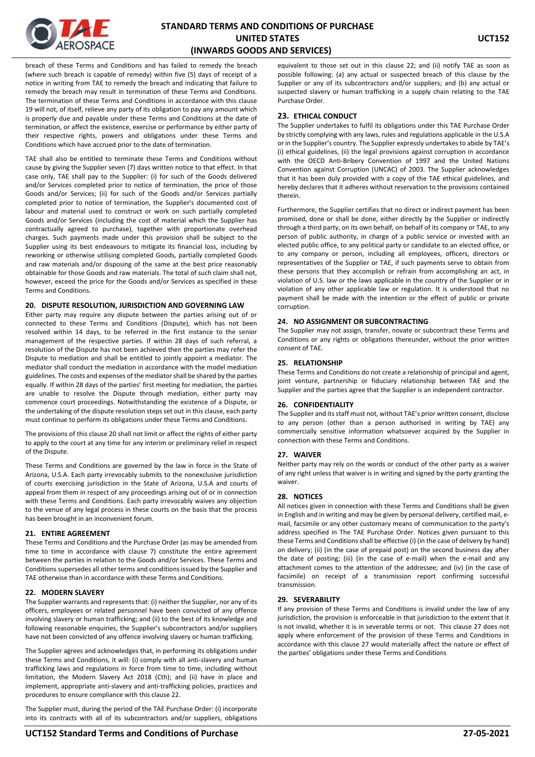breach of these Terms and Conditions and has failed to remedy the breach (where such breach is capable of remedy) within five (5) days of receipt of a notice in writing from TAE to remedy the breach and indicating that failure to remedy the breach may result in termination of these Terms and Conditions. The termination of these Terms and Conditions in accordance with this clause 19 will not, of itself, relieve any party of its obligation to pay any amount which is properly due and payable under these Terms and Conditions at the date of termination, or affect the existence, exercise or performance by either party of their respective rights, powers and obligations under these Terms and Conditions which have accrued prior to the date of termination.

TAE shall also be entitled to terminate these Terms and Conditions without cause by giving the Supplier seven (7) days written notice to that effect. In that case only, TAE shall pay to the Supplier: (i) for such of the Goods delivered and/or Services completed prior to notice of termination, the price of those Goods and/or Services; (ii) for such of the Goods and/or Services partially completed prior to notice of termination, the Supplier's documented cost of labour and material used to construct or work on such partially completed Goods and/or Services (including the cost of material which the Supplier has contractually agreed to purchase), together with proportionate overhead charges. Such payments made under this provision shall be subject to the Supplier using its best endeavours to mitigate its financial loss, including by reworking or otherwise utilising completed Goods, partially completed Goods and raw materials and/or disposing of the same at the best price reasonably obtainable for those Goods and raw materials. The total of such claim shall not, however, exceed the price for the Goods and/or Services as specified in these Terms and Conditions.

## 20. DISPUTE RESOLUTION, JURISDICTION AND GOVERNING LAW

Either party may require any dispute between the parties arising out of or connected to these Terms and Conditions (Dispute), which has not been resolved within 14 days, to be referred in the first instance to the senior management of the respective parties. If within 28 days of such referral, a resolution of the Dispute has not been achieved then the parties may refer the Dispute to mediation and shall be entitled to jointly appoint a mediator. The mediator shall conduct the mediation in accordance with the model mediation guidelines. The costs and expenses of the mediator shall be shared by the parties equally. If within 28 days of the parties' first meeting for mediation, the parties are unable to resolve the Dispute through mediation, either party may commence court proceedings. Notwithstanding the existence of a Dispute, or the undertaking of the dispute resolution steps set out in this clause, each party must continue to perform its obligations under these Terms and Conditions.

The provisions of this clause 20 shall not limit or affect the rights of either party to apply to the court at any time for any interim or preliminary relief in respect of the Dispute.

These Terms and Conditions are governed by the law in force in the State of Arizona, U.S.A. Each party irrevocably submits to the nonexclusive jurisdiction of courts exercising jurisdiction in the State of Arizona, U.S.A and courts of appeal from them in respect of any proceedings arising out of or in connection with these Terms and Conditions. Each party irrevocably waives any objection to the venue of any legal process in these courts on the basis that the process has been brought in an inconvenient forum.

## 21. ENTIRE AGREEMENT

These Terms and Conditions and the Purchase Order (as may be amended from time to time in accordance with clause 7) constitute the entire agreement between the parties in relation to the Goods and/or Services. These Terms and Conditions supersedes all other terms and conditions issued by the Supplier and TAE otherwise than in accordance with these Terms and Conditions.

## 22. MODERN SLAVERY

The Supplier warrants and represents that: (i) neither the Supplier, nor any of its officers, employees or related personnel have been convicted of any offence involving slavery or human trafficking; and (ii) to the best of its knowledge and following reasonable enquiries, the Supplier's subcontractors and/or suppliers have not been convicted of any offence involving slavery or human trafficking.

The Supplier agrees and acknowledges that, in performing its obligations under these Terms and Conditions, it will: (i) comply with all anti-slavery and human trafficking laws and regulations in force from time to time, including without limitation, the Modern Slavery Act 2018 (Cth); and (ii) have in place and implement, appropriate anti-slavery and anti-trafficking policies, practices and procedures to ensure compliance with this clause 22.

The Supplier must, during the period of the TAE Purchase Order: (i) incorporate into its contracts with all of its subcontractors and/or suppliers, obligations equivalent to those set out in this clause 22; and (ii) notify TAE as soon as possible following: (a) any actual or suspected breach of this clause by the Supplier or any of its subcontractors and/or suppliers; and (b) any actual or suspected slavery or human trafficking in a supply chain relating to the TAE Purchase Order.

## 23. ETHICAL CONDUCT

The Supplier undertakes to fulfil its obligations under this TAE Purchase Order by strictly complying with any laws, rules and regulations applicable in the U.S.A or in the Supplier's country. The Supplier expressly undertakes to abide by TAE's (i) ethical guidelines, (ii) the legal provisions against corruption in accordance with the OECD Anti-Bribery Convention of 1997 and the United Nations Convention against Corruption (UNCAC) of 2003. The Supplier acknowledges that it has been duly provided with a copy of the TAE ethical guidelines, and hereby declares that it adheres without reservation to the provisions contained therein.

Furthermore, the Supplier certifies that no direct or indirect payment has been promised, done or shall be done, either directly by the Supplier or indirectly through a third party, on its own behalf, on behalf of its company or TAE, to any person of public authority, in charge of a public service or invested with an elected public office, to any political party or candidate to an elected office, or to any company or person, including all employees, officers, directors or representatives of the Supplier or TAE, if such payments serve to obtain from these persons that they accomplish or refrain from accomplishing an act, in violation of U.S. law or the laws applicable in the country of the Supplier or in violation of any other applicable law or regulation. It is understood that no payment shall be made with the intention or the effect of public or private corruption.

## 24. NO ASSIGNMENT OR SUBCONTRACTING

The Supplier may not assign, transfer, novate or subcontract these Terms and Conditions or any rights or obligations thereunder, without the prior written consent of TAE.

## 25. RELATIONSHIP

These Terms and Conditions do not create a relationship of principal and agent, joint venture, partnership or fiduciary relationship between TAE and the Supplier and the parties agree that the Supplier is an independent contractor.

## 26. CONFIDENTIALITY

The Supplier and its staff must not, without TAE's prior written consent, disclose to any person (other than a person authorised in writing by TAE) any commercially sensitive information whatsoever acquired by the Supplier in connection with these Terms and Conditions.

## 27. WAIVER

Neither party may rely on the words or conduct of the other party as a waiver of any right unless that waiver is in writing and signed by the party granting the waiver.

## 28. NOTICES

All notices given in connection with these Terms and Conditions shall be given in English and in writing and may be given by personal delivery, certified mail, e-mail, facsimile or any other customary means of communication to the party's address specified in The TAE Purchase Order. Notices given pursuant to this these Terms and Conditions shall be effective (i) (in the case of delivery by hand) on delivery; (ii) (in the case of prepaid post) on the second business day after the date of posting; (iii) (in the case of e-mail) when the e-mail and any attachment comes to the attention of the addressee; and (iv) (in the case of facsimile) on receipt of a transmission report confirming successful transmission.

## 29. SEVERABILITY

If any provision of these Terms and Conditions is invalid under the law of any jurisdiction, the provision is enforceable in that jurisdiction to the extent that it is not invalid, whether it is in severable terms or not. This clause 27 does not apply where enforcement of the provision of these Terms and Conditions in accordance with this clause 27 would materially affect the nature or effect of the parties' obligations under these Terms and Conditions